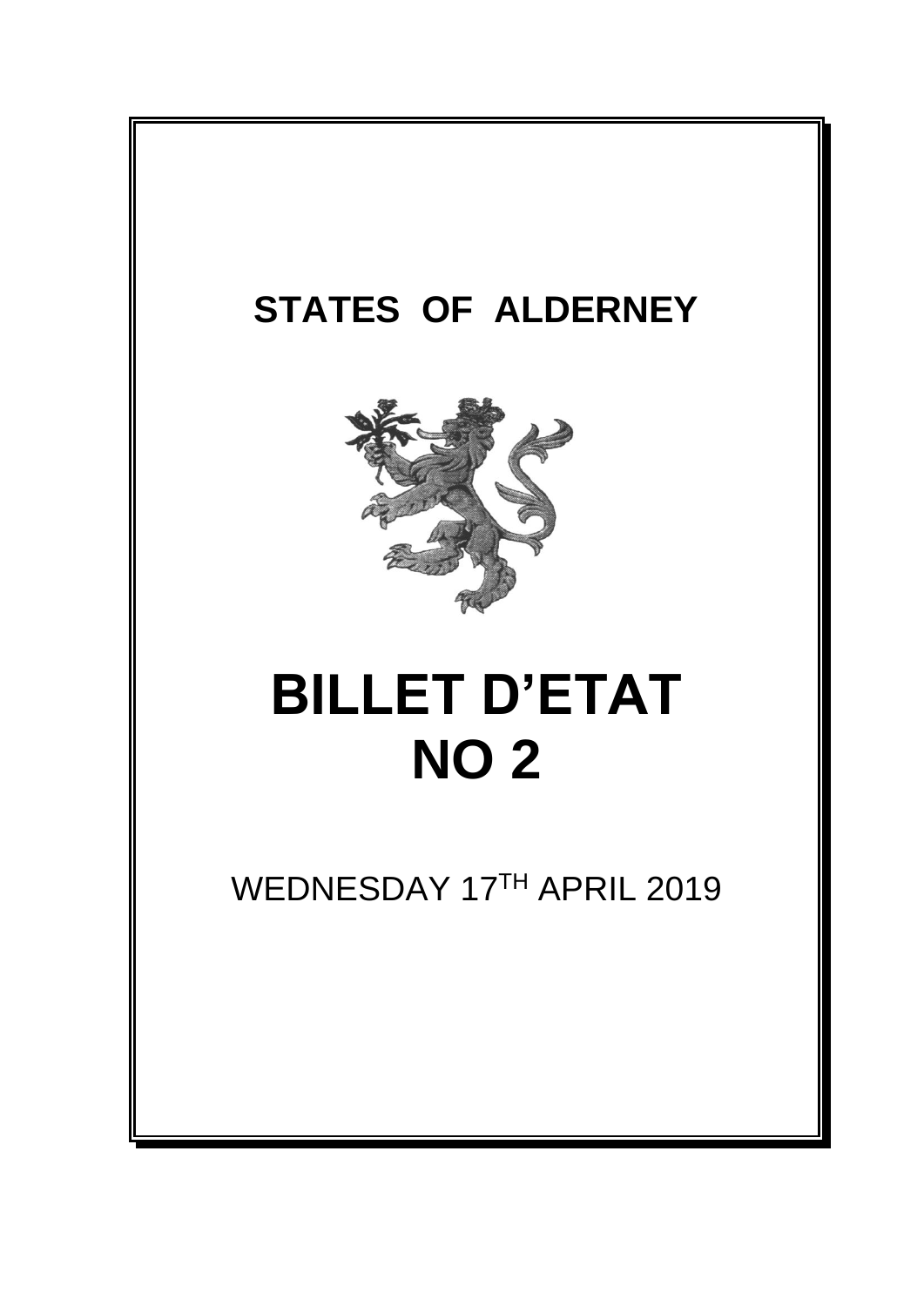# STATES OF ALDERNEY

# BILLET D'ETAT
# NO 2

WEDNESDAY 17TH APRIL 2019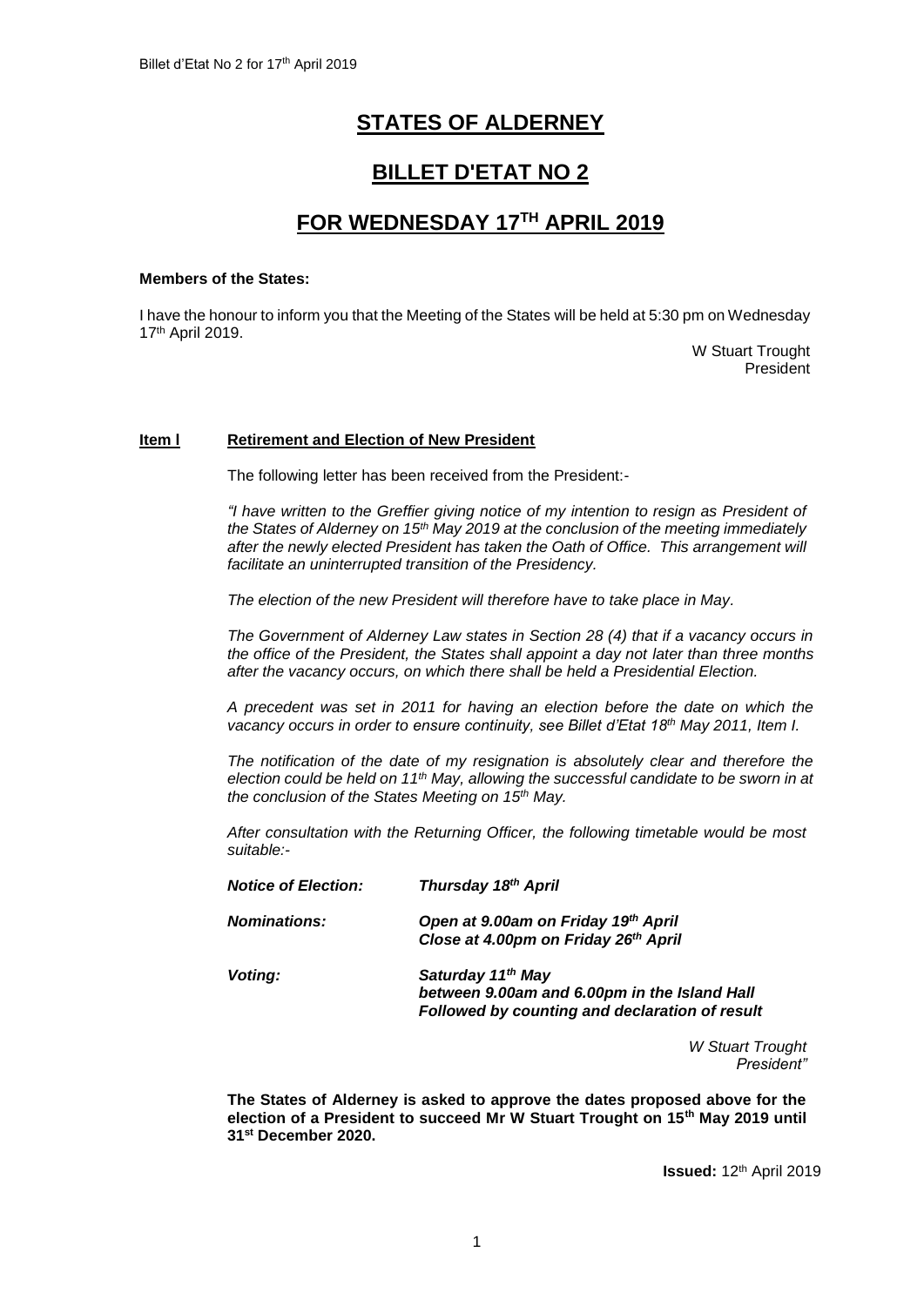# STATES OF ALDERNEY

# BILLET D'ETAT NO 2

# FOR WEDNESDAY 17TH APRIL 2019

**Members of the States:**

I have the honour to inform you that the Meeting of the States will be held at 5:30 pm on Wednesday 17th April 2019.

W Stuart Trought
President

**Item l** **Retirement and Election of New President**

The following letter has been received from the President:-

*"I have written to the Greffier giving notice of my intention to resign as President of the States of Alderney on 15th May 2019 at the conclusion of the meeting immediately after the newly elected President has taken the Oath of Office. This arrangement will facilitate an uninterrupted transition of the Presidency.*

*The election of the new President will therefore have to take place in May.*

*The Government of Alderney Law states in Section 28 (4) that if a vacancy occurs in the office of the President, the States shall appoint a day not later than three months after the vacancy occurs, on which there shall be held a Presidential Election.*

*A precedent was set in 2011 for having an election before the date on which the vacancy occurs in order to ensure continuity, see Billet d'Etat 18th May 2011, Item I.*

*The notification of the date of my resignation is absolutely clear and therefore the election could be held on 11th May, allowing the successful candidate to be sworn in at the conclusion of the States Meeting on 15th May.*

*After consultation with the Returning Officer, the following timetable would be most suitable:-*

| | |
|---|---|
| ***Notice of Election:*** | ***Thursday 18th April*** |
| ***Nominations:*** | ***Open at 9.00am on Friday 19th April<br>Close at 4.00pm on Friday 26th April*** |
| ***Voting:*** | ***Saturday 11th May<br>between 9.00am and 6.00pm in the Island Hall<br>Followed by counting and declaration of result*** |

*W Stuart Trought*
*President"*

**The States of Alderney is asked to approve the dates proposed above for the election of a President to succeed Mr W Stuart Trought on 15th May 2019 until 31st December 2020.**

**Issued:** 12th April 2019